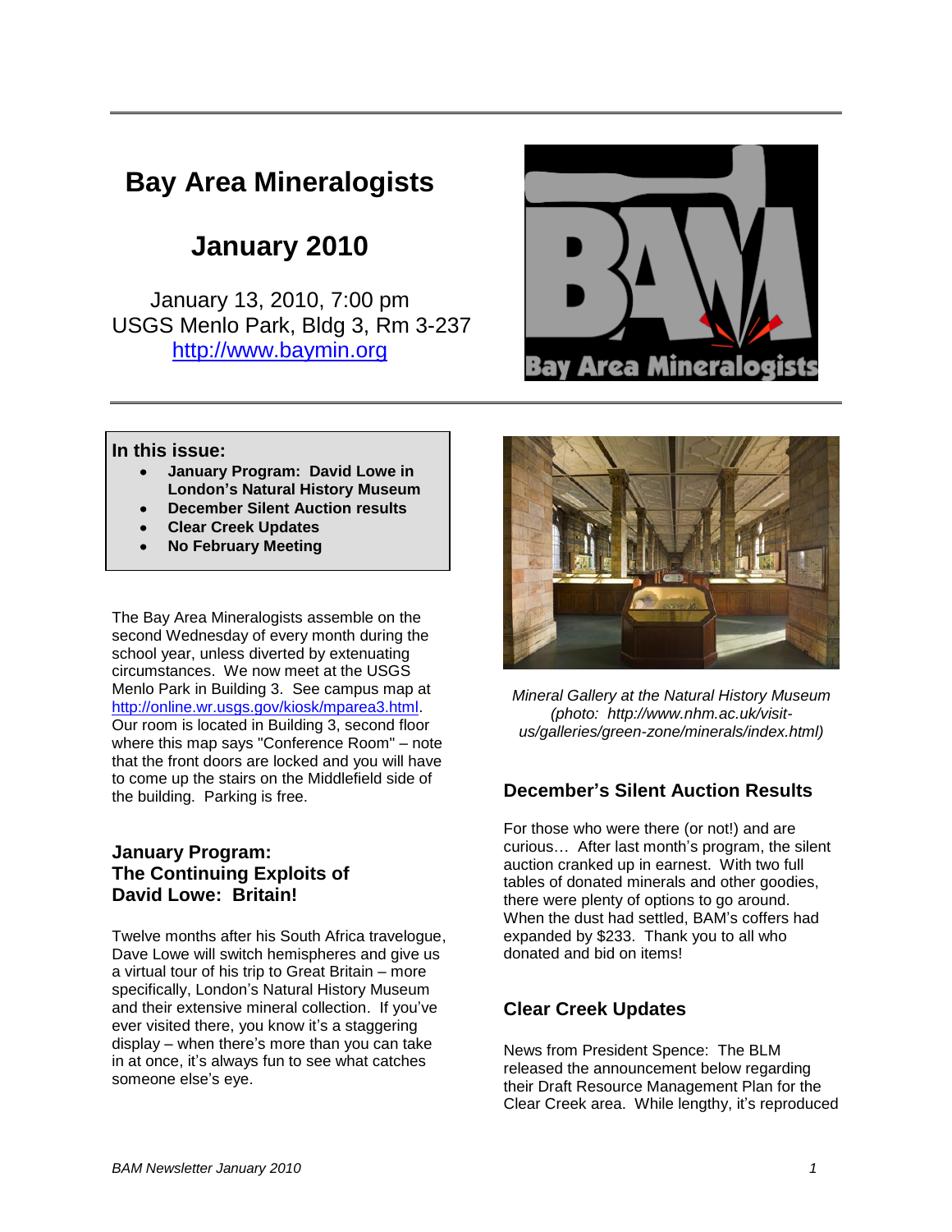# Bay Area Mineralogists

## January 2010

January 13, 2010, 7:00 pm
USGS Menlo Park, Bldg 3, Rm 3-237
http://www.baymin.org

**In this issue:**

- **January Program: David Lowe in London's Natural History Museum**
- **December Silent Auction results**
- **Clear Creek Updates**
- **No February Meeting**

The Bay Area Mineralogists assemble on the second Wednesday of every month during the school year, unless diverted by extenuating circumstances. We now meet at the USGS Menlo Park in Building 3. See campus map at http://online.wr.usgs.gov/kiosk/mparea3.html. Our room is located in Building 3, second floor where this map says "Conference Room" – note that the front doors are locked and you will have to come up the stairs on the Middlefield side of the building. Parking is free.

### January Program: The Continuing Exploits of David Lowe: Britain!

Twelve months after his South Africa travelogue, Dave Lowe will switch hemispheres and give us a virtual tour of his trip to Great Britain – more specifically, London's Natural History Museum and their extensive mineral collection. If you've ever visited there, you know it's a staggering display – when there's more than you can take in at once, it's always fun to see what catches someone else's eye.

*Mineral Gallery at the Natural History Museum (photo: http://www.nhm.ac.uk/visit-us/galleries/green-zone/minerals/index.html)*

### December's Silent Auction Results

For those who were there (or not!) and are curious… After last month's program, the silent auction cranked up in earnest. With two full tables of donated minerals and other goodies, there were plenty of options to go around. When the dust had settled, BAM's coffers had expanded by $233. Thank you to all who donated and bid on items!

### Clear Creek Updates

News from President Spence: The BLM released the announcement below regarding their Draft Resource Management Plan for the Clear Creek area. While lengthy, it's reproduced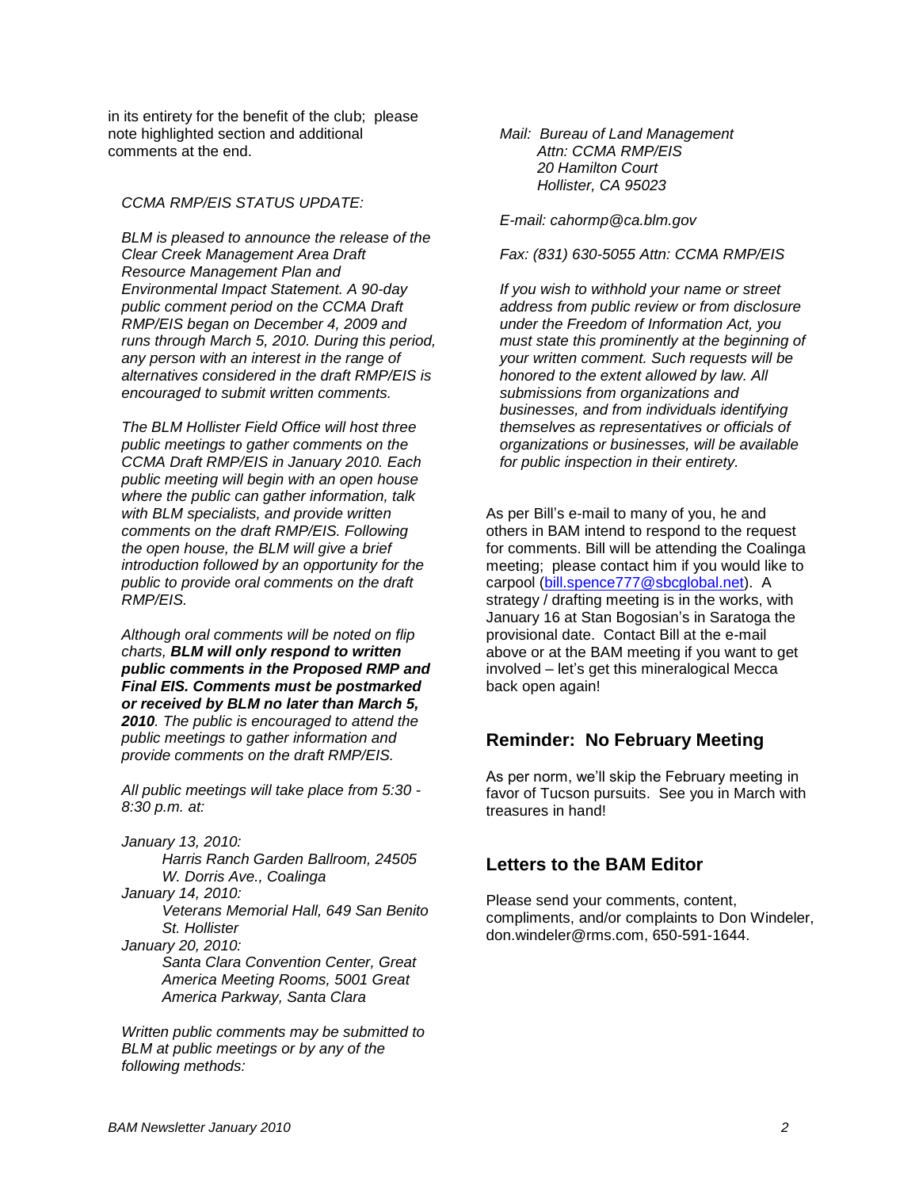in its entirety for the benefit of the club; please note highlighted section and additional comments at the end.

*CCMA RMP/EIS STATUS UPDATE:*

*BLM is pleased to announce the release of the Clear Creek Management Area Draft Resource Management Plan and Environmental Impact Statement. A 90-day public comment period on the CCMA Draft RMP/EIS began on December 4, 2009 and runs through March 5, 2010. During this period, any person with an interest in the range of alternatives considered in the draft RMP/EIS is encouraged to submit written comments.*

*The BLM Hollister Field Office will host three public meetings to gather comments on the CCMA Draft RMP/EIS in January 2010. Each public meeting will begin with an open house where the public can gather information, talk with BLM specialists, and provide written comments on the draft RMP/EIS. Following the open house, the BLM will give a brief introduction followed by an opportunity for the public to provide oral comments on the draft RMP/EIS.*

*Although oral comments will be noted on flip charts,* ***BLM will only respond to written public comments in the Proposed RMP and Final EIS. Comments must be postmarked or received by BLM no later than March 5, 2010****. The public is encouraged to attend the public meetings to gather information and provide comments on the draft RMP/EIS.*

*All public meetings will take place from 5:30 - 8:30 p.m. at:*

*January 13, 2010:*
*Harris Ranch Garden Ballroom, 24505 W. Dorris Ave., Coalinga*
*January 14, 2010:*
*Veterans Memorial Hall, 649 San Benito St. Hollister*
*January 20, 2010:*
*Santa Clara Convention Center, Great America Meeting Rooms, 5001 Great America Parkway, Santa Clara*

*Written public comments may be submitted to BLM at public meetings or by any of the following methods:*

*Mail: Bureau of Land Management*
*Attn: CCMA RMP/EIS*
*20 Hamilton Court*
*Hollister, CA 95023*

*E-mail: cahormp@ca.blm.gov*

*Fax: (831) 630-5055 Attn: CCMA RMP/EIS*

*If you wish to withhold your name or street address from public review or from disclosure under the Freedom of Information Act, you must state this prominently at the beginning of your written comment. Such requests will be honored to the extent allowed by law. All submissions from organizations and businesses, and from individuals identifying themselves as representatives or officials of organizations or businesses, will be available for public inspection in their entirety.*

As per Bill's e-mail to many of you, he and others in BAM intend to respond to the request for comments. Bill will be attending the Coalinga meeting; please contact him if you would like to carpool (bill.spence777@sbcglobal.net). A strategy / drafting meeting is in the works, with January 16 at Stan Bogosian's in Saratoga the provisional date. Contact Bill at the e-mail above or at the BAM meeting if you want to get involved – let's get this mineralogical Mecca back open again!

## Reminder: No February Meeting

As per norm, we'll skip the February meeting in favor of Tucson pursuits. See you in March with treasures in hand!

## Letters to the BAM Editor

Please send your comments, content, compliments, and/or complaints to Don Windeler, don.windeler@rms.com, 650-591-1644.